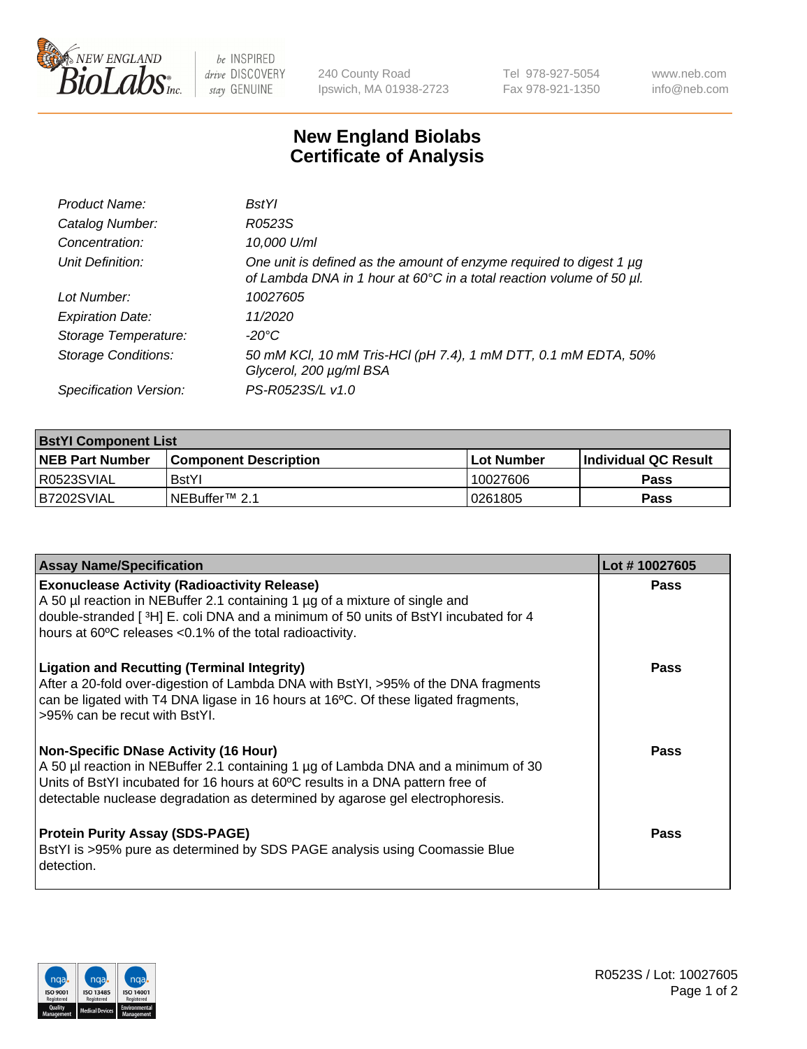# New England Biolabs Certificate of Analysis

| | |
|---|---|
| *Product Name:* | *BstYI* |
| *Catalog Number:* | *R0523S* |
| *Concentration:* | *10,000 U/ml* |
| *Unit Definition:* | *One unit is defined as the amount of enzyme required to digest 1 µg of Lambda DNA in 1 hour at 60°C in a total reaction volume of 50 µl.* |
| *Lot Number:* | *10027605* |
| *Expiration Date:* | *11/2020* |
| *Storage Temperature:* | *-20°C* |
| *Storage Conditions:* | *50 mM KCl, 10 mM Tris-HCl (pH 7.4), 1 mM DTT, 0.1 mM EDTA, 50% Glycerol, 200 µg/ml BSA* |
| *Specification Version:* | *PS-R0523S/L v1.0* |

| BstYI Component List | | | |
|---|---|---|---|
| **NEB Part Number** | **Component Description** | **Lot Number** | **Individual QC Result** |
| R0523SVIAL | BstYI | 10027606 | **Pass** |
| B7202SVIAL | NEBuffer™ 2.1 | 0261805 | **Pass** |

| Assay Name/Specification | Lot # 10027605 |
|---|---|
| **Exonuclease Activity (Radioactivity Release)** A 50 µl reaction in NEBuffer 2.1 containing 1 µg of a mixture of single and double-stranded [ $^3$H] E. coli DNA and a minimum of 50 units of BstYI incubated for 4 hours at 60ºC releases <0.1% of the total radioactivity. | **Pass** |
| **Ligation and Recutting (Terminal Integrity)** After a 20-fold over-digestion of Lambda DNA with BstYI, >95% of the DNA fragments can be ligated with T4 DNA ligase in 16 hours at 16ºC. Of these ligated fragments, >95% can be recut with BstYI. | **Pass** |
| **Non-Specific DNase Activity (16 Hour)** A 50 µl reaction in NEBuffer 2.1 containing 1 µg of Lambda DNA and a minimum of 30 Units of BstYI incubated for 16 hours at 60ºC results in a DNA pattern free of detectable nuclease degradation as determined by agarose gel electrophoresis. | **Pass** |
| **Protein Purity Assay (SDS-PAGE)** BstYI is >95% pure as determined by SDS PAGE analysis using Coomassie Blue detection. | **Pass** |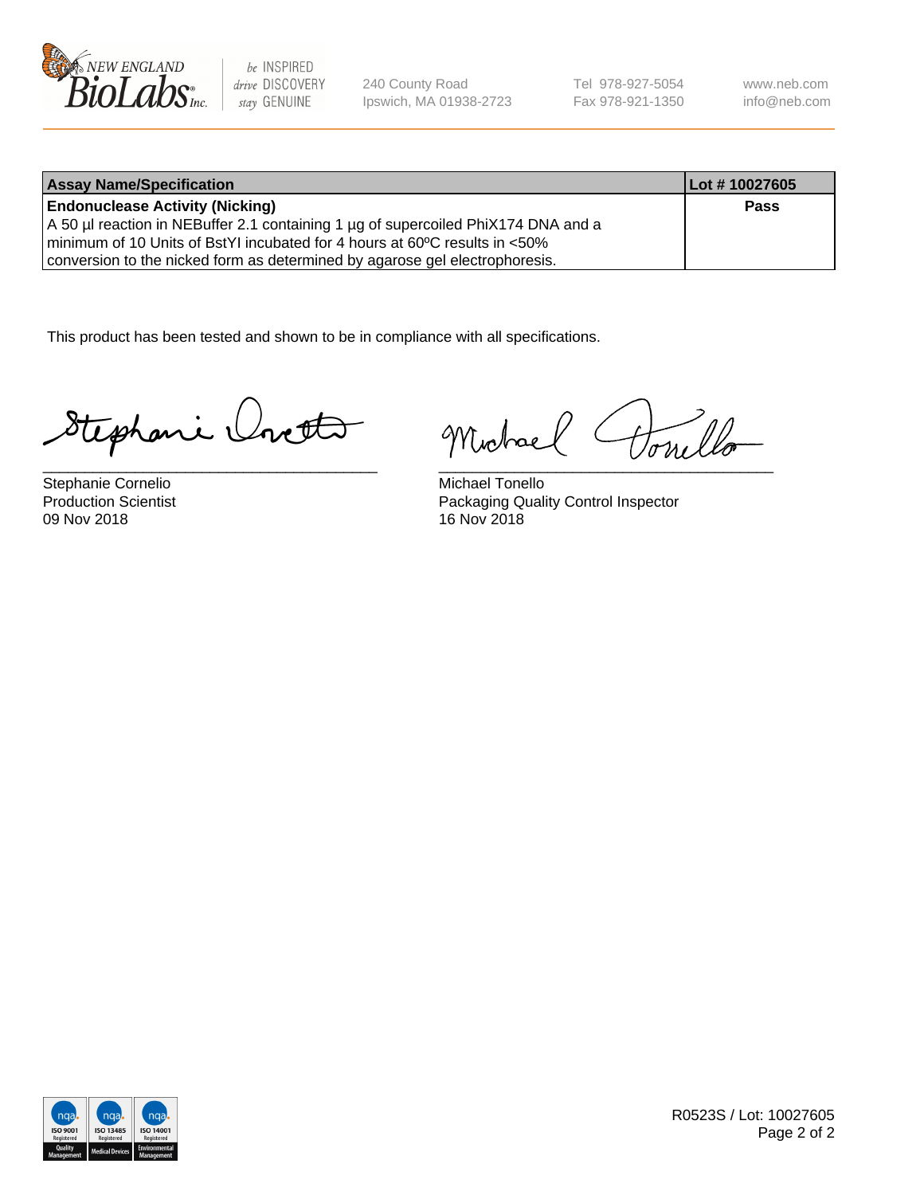| Assay Name/Specification | Lot # 10027605 |
| --- | --- |
| **Endonuclease Activity (Nicking)**<br>A 50 µl reaction in NEBuffer 2.1 containing 1 µg of supercoiled PhiX174 DNA and a minimum of 10 Units of BstYI incubated for 4 hours at 60ºC results in <50% conversion to the nicked form as determined by agarose gel electrophoresis. | Pass |

This product has been tested and shown to be in compliance with all specifications.

Stephanie Cornelio
Production Scientist
09 Nov 2018

Michael Tonello
Packaging Quality Control Inspector
16 Nov 2018

R0523S / Lot: 10027605